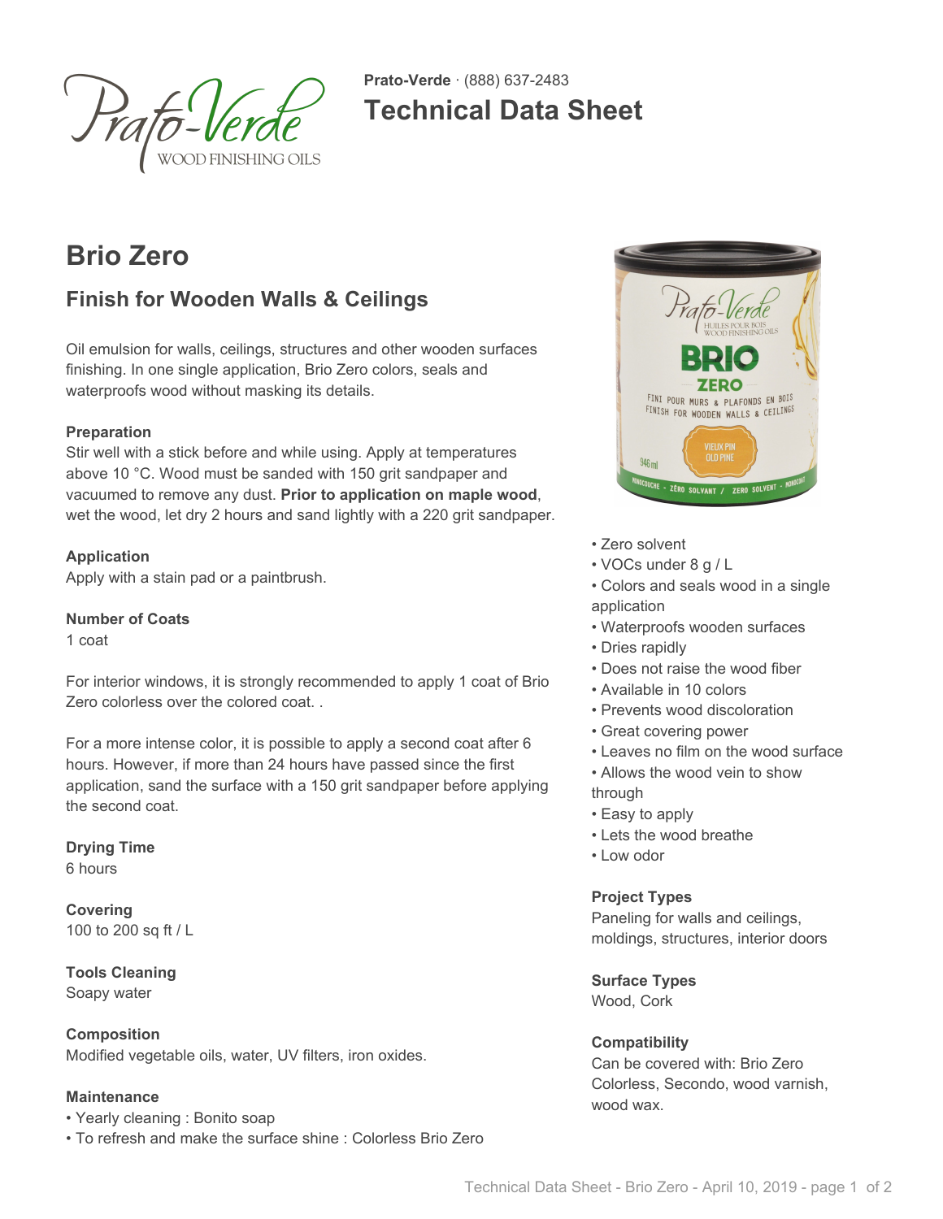**Prato-Verde** · (888) 637-2483

# Technical Data Sheet

## Brio Zero

### Finish for Wooden Walls & Ceilings

Oil emulsion for walls, ceilings, structures and other wooden surfaces finishing. In one single application, Brio Zero colors, seals and waterproofs wood without masking its details.

**Preparation**
Stir well with a stick before and while using. Apply at temperatures above 10 °C. Wood must be sanded with 150 grit sandpaper and vacuumed to remove any dust. **Prior to application on maple wood**, wet the wood, let dry 2 hours and sand lightly with a 220 grit sandpaper.

**Application**
Apply with a stain pad or a paintbrush.

**Number of Coats**
1 coat

For interior windows, it is strongly recommended to apply 1 coat of Brio Zero colorless over the colored coat. .

For a more intense color, it is possible to apply a second coat after 6 hours. However, if more than 24 hours have passed since the first application, sand the surface with a 150 grit sandpaper before applying the second coat.

**Drying Time**
6 hours

**Covering**
100 to 200 sq ft / L

**Tools Cleaning**
Soapy water

**Composition**
Modified vegetable oils, water, UV filters, iron oxides.

**Maintenance**
- Yearly cleaning : Bonito soap
- To refresh and make the surface shine : Colorless Brio Zero

- Zero solvent
- VOCs under 8 g / L
- Colors and seals wood in a single application
- Waterproofs wooden surfaces
- Dries rapidly
- Does not raise the wood fiber
- Available in 10 colors
- Prevents wood discoloration
- Great covering power
- Leaves no film on the wood surface
- Allows the wood vein to show through
- Easy to apply
- Lets the wood breathe
- Low odor

**Project Types**
Paneling for walls and ceilings, moldings, structures, interior doors

**Surface Types**
Wood, Cork

**Compatibility**
Can be covered with: Brio Zero Colorless, Secondo, wood varnish, wood wax.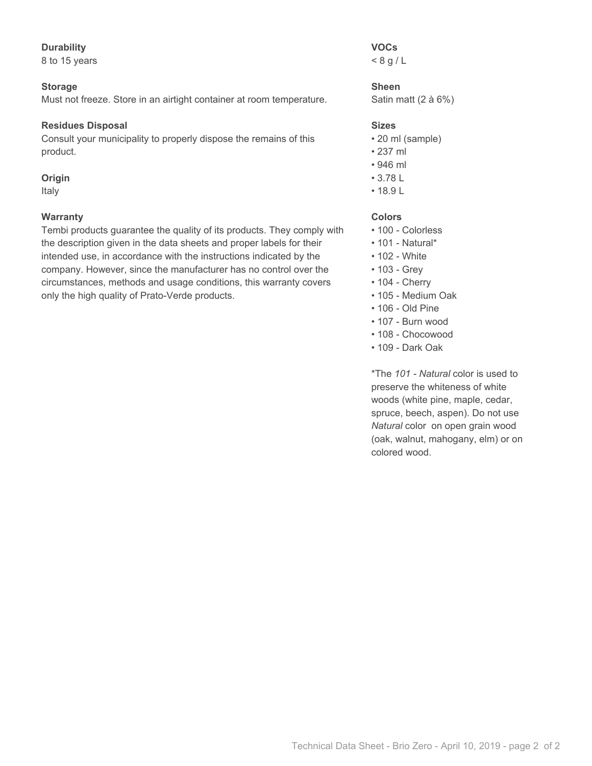**Durability**

8 to 15 years

**Storage**

Must not freeze. Store in an airtight container at room temperature.

**Residues Disposal**

Consult your municipality to properly dispose the remains of this product.

**Origin**

Italy

**Warranty**

Tembi products guarantee the quality of its products. They comply with the description given in the data sheets and proper labels for their intended use, in accordance with the instructions indicated by the company. However, since the manufacturer has no control over the circumstances, methods and usage conditions, this warranty covers only the high quality of Prato-Verde products.

**VOCs**

< 8 g / L

**Sheen**

Satin matt (2 à 6%)

**Sizes**

- 20 ml (sample)
- 237 ml
- 946 ml
- 3.78 L
- 18.9 L

**Colors**

- 100 - Colorless
- 101 - Natural*
- 102 - White
- 103 - Grey
- 104 - Cherry
- 105 - Medium Oak
- 106 - Old Pine
- 107 - Burn wood
- 108 - Chocowood
- 109 - Dark Oak

*The *101 - Natural* color is used to preserve the whiteness of white woods (white pine, maple, cedar, spruce, beech, aspen). Do not use *Natural* color on open grain wood (oak, walnut, mahogany, elm) or on colored wood.